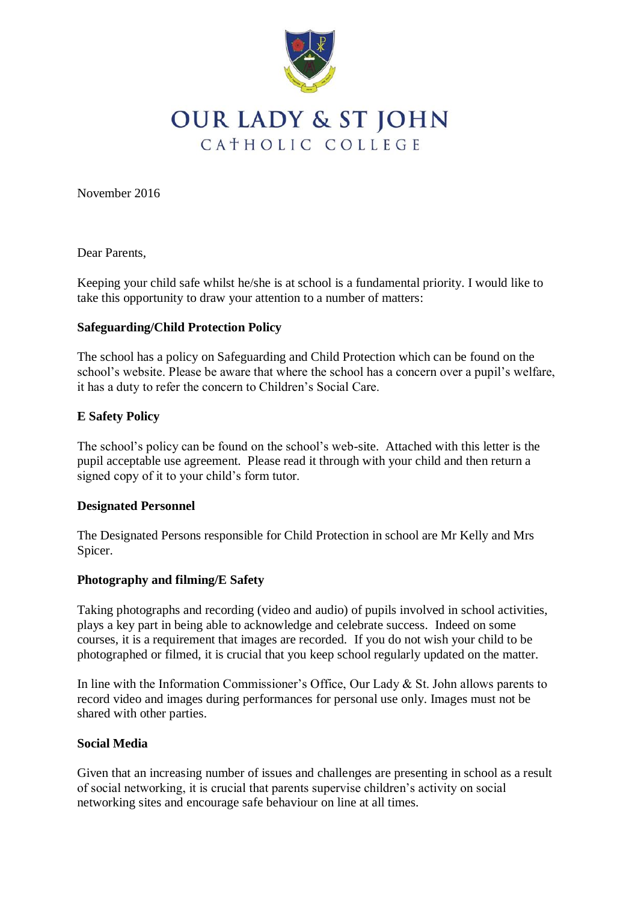# OUR LADY & ST JOHN
CATHOLIC COLLEGE

November 2016

Dear Parents,

Keeping your child safe whilst he/she is at school is a fundamental priority. I would like to take this opportunity to draw your attention to a number of matters:

**Safeguarding/Child Protection Policy**

The school has a policy on Safeguarding and Child Protection which can be found on the school's website. Please be aware that where the school has a concern over a pupil's welfare, it has a duty to refer the concern to Children's Social Care.

**E Safety Policy**

The school's policy can be found on the school's web-site. Attached with this letter is the pupil acceptable use agreement. Please read it through with your child and then return a signed copy of it to your child's form tutor.

**Designated Personnel**

The Designated Persons responsible for Child Protection in school are Mr Kelly and Mrs Spicer.

**Photography and filming/E Safety**

Taking photographs and recording (video and audio) of pupils involved in school activities, plays a key part in being able to acknowledge and celebrate success. Indeed on some courses, it is a requirement that images are recorded. If you do not wish your child to be photographed or filmed, it is crucial that you keep school regularly updated on the matter.

In line with the Information Commissioner's Office, Our Lady & St. John allows parents to record video and images during performances for personal use only. Images must not be shared with other parties.

**Social Media**

Given that an increasing number of issues and challenges are presenting in school as a result of social networking, it is crucial that parents supervise children's activity on social networking sites and encourage safe behaviour on line at all times.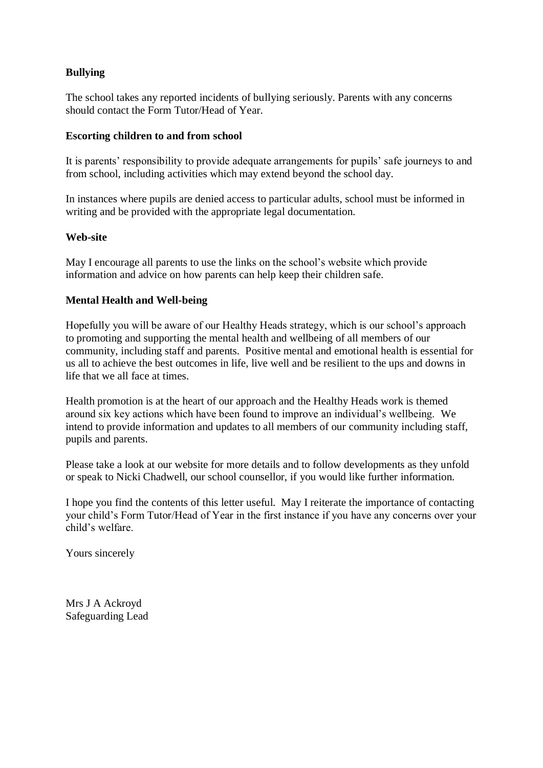**Bullying**

The school takes any reported incidents of bullying seriously. Parents with any concerns should contact the Form Tutor/Head of Year.

**Escorting children to and from school**

It is parents' responsibility to provide adequate arrangements for pupils' safe journeys to and from school, including activities which may extend beyond the school day.

In instances where pupils are denied access to particular adults, school must be informed in writing and be provided with the appropriate legal documentation.

**Web-site**

May I encourage all parents to use the links on the school's website which provide information and advice on how parents can help keep their children safe.

**Mental Health and Well-being**

Hopefully you will be aware of our Healthy Heads strategy, which is our school's approach to promoting and supporting the mental health and wellbeing of all members of our community, including staff and parents. Positive mental and emotional health is essential for us all to achieve the best outcomes in life, live well and be resilient to the ups and downs in life that we all face at times.

Health promotion is at the heart of our approach and the Healthy Heads work is themed around six key actions which have been found to improve an individual's wellbeing. We intend to provide information and updates to all members of our community including staff, pupils and parents.

Please take a look at our website for more details and to follow developments as they unfold or speak to Nicki Chadwell, our school counsellor, if you would like further information.

I hope you find the contents of this letter useful. May I reiterate the importance of contacting your child's Form Tutor/Head of Year in the first instance if you have any concerns over your child's welfare.

Yours sincerely

Mrs J A Ackroyd
Safeguarding Lead